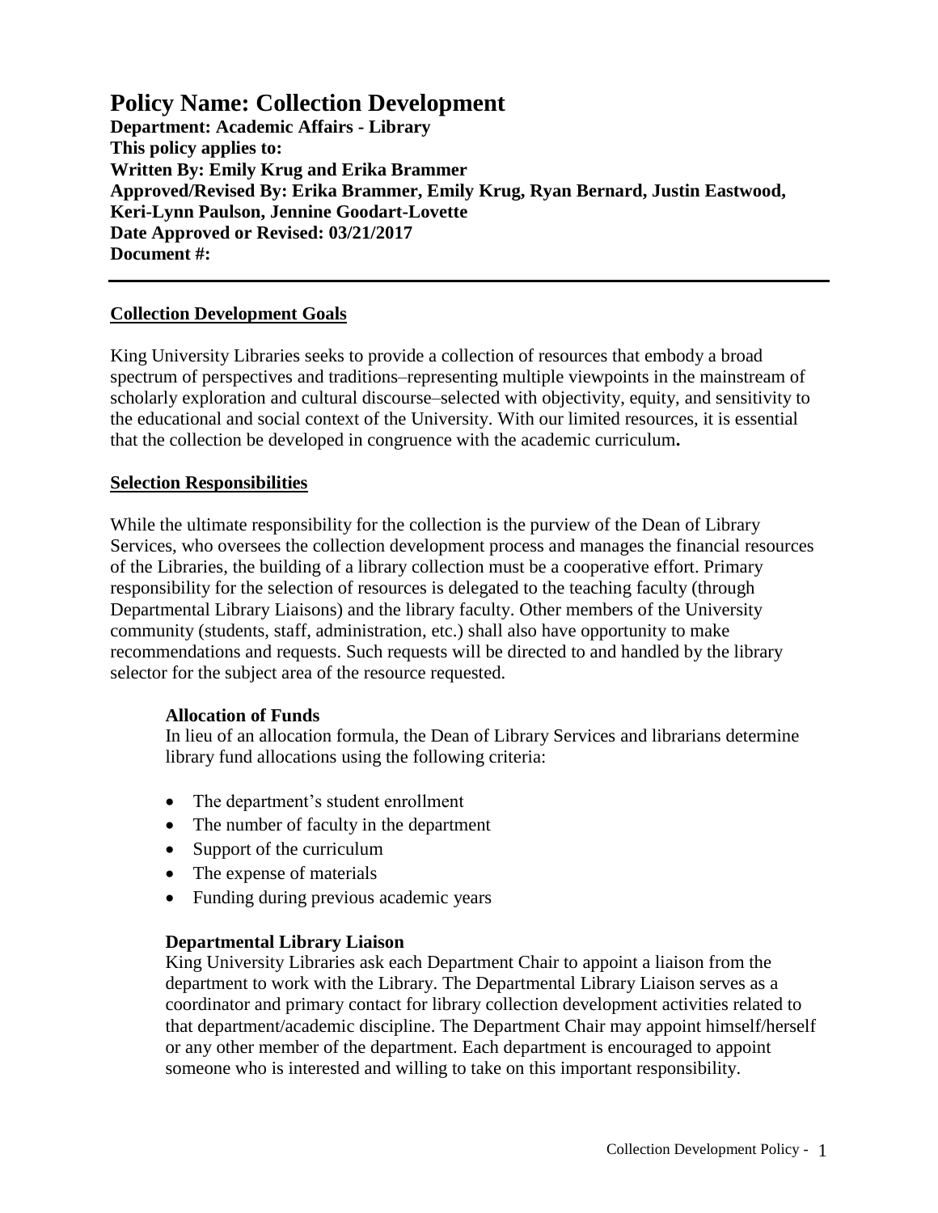# Policy Name: Collection Development

**Department: Academic Affairs - Library**
**This policy applies to:**
**Written By: Emily Krug and Erika Brammer**
**Approved/Revised By: Erika Brammer, Emily Krug, Ryan Bernard, Justin Eastwood, Keri-Lynn Paulson, Jennine Goodart-Lovette**
**Date Approved or Revised: 03/21/2017**
**Document #:**

---

## Collection Development Goals

King University Libraries seeks to provide a collection of resources that embody a broad spectrum of perspectives and traditions–representing multiple viewpoints in the mainstream of scholarly exploration and cultural discourse–selected with objectivity, equity, and sensitivity to the educational and social context of the University. With our limited resources, it is essential that the collection be developed in congruence with the academic curriculum**.**

## Selection Responsibilities

While the ultimate responsibility for the collection is the purview of the Dean of Library Services, who oversees the collection development process and manages the financial resources of the Libraries, the building of a library collection must be a cooperative effort. Primary responsibility for the selection of resources is delegated to the teaching faculty (through Departmental Library Liaisons) and the library faculty. Other members of the University community (students, staff, administration, etc.) shall also have opportunity to make recommendations and requests. Such requests will be directed to and handled by the library selector for the subject area of the resource requested.

### Allocation of Funds

In lieu of an allocation formula, the Dean of Library Services and librarians determine library fund allocations using the following criteria:

- The department's student enrollment
- The number of faculty in the department
- Support of the curriculum
- The expense of materials
- Funding during previous academic years

### Departmental Library Liaison

King University Libraries ask each Department Chair to appoint a liaison from the department to work with the Library. The Departmental Library Liaison serves as a coordinator and primary contact for library collection development activities related to that department/academic discipline. The Department Chair may appoint himself/herself or any other member of the department. Each department is encouraged to appoint someone who is interested and willing to take on this important responsibility.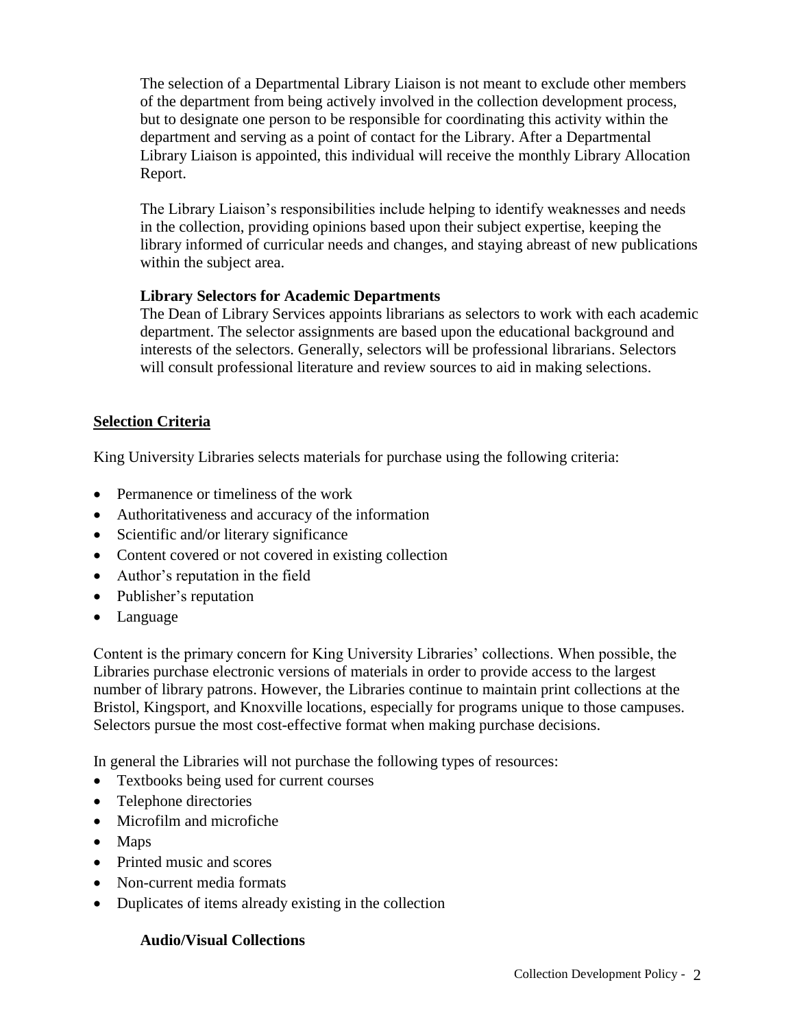The selection of a Departmental Library Liaison is not meant to exclude other members of the department from being actively involved in the collection development process, but to designate one person to be responsible for coordinating this activity within the department and serving as a point of contact for the Library. After a Departmental Library Liaison is appointed, this individual will receive the monthly Library Allocation Report.

The Library Liaison's responsibilities include helping to identify weaknesses and needs in the collection, providing opinions based upon their subject expertise, keeping the library informed of curricular needs and changes, and staying abreast of new publications within the subject area.

### Library Selectors for Academic Departments

The Dean of Library Services appoints librarians as selectors to work with each academic department. The selector assignments are based upon the educational background and interests of the selectors. Generally, selectors will be professional librarians. Selectors will consult professional literature and review sources to aid in making selections.

## Selection Criteria

King University Libraries selects materials for purchase using the following criteria:

- Permanence or timeliness of the work
- Authoritativeness and accuracy of the information
- Scientific and/or literary significance
- Content covered or not covered in existing collection
- Author's reputation in the field
- Publisher's reputation
- Language

Content is the primary concern for King University Libraries' collections. When possible, the Libraries purchase electronic versions of materials in order to provide access to the largest number of library patrons. However, the Libraries continue to maintain print collections at the Bristol, Kingsport, and Knoxville locations, especially for programs unique to those campuses. Selectors pursue the most cost-effective format when making purchase decisions.

In general the Libraries will not purchase the following types of resources:

- Textbooks being used for current courses
- Telephone directories
- Microfilm and microfiche
- Maps
- Printed music and scores
- Non-current media formats
- Duplicates of items already existing in the collection

### Audio/Visual Collections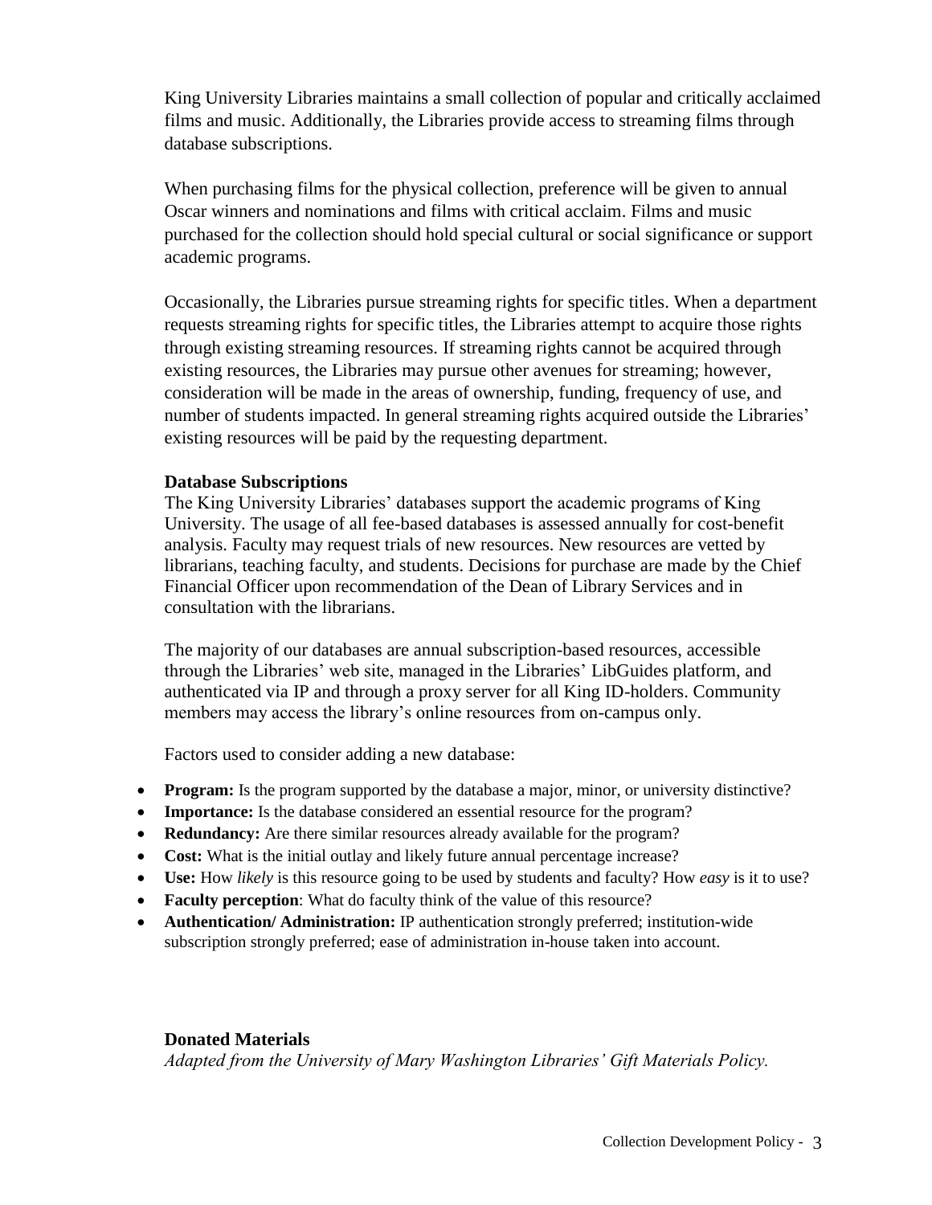King University Libraries maintains a small collection of popular and critically acclaimed films and music. Additionally, the Libraries provide access to streaming films through database subscriptions.

When purchasing films for the physical collection, preference will be given to annual Oscar winners and nominations and films with critical acclaim. Films and music purchased for the collection should hold special cultural or social significance or support academic programs.

Occasionally, the Libraries pursue streaming rights for specific titles. When a department requests streaming rights for specific titles, the Libraries attempt to acquire those rights through existing streaming resources. If streaming rights cannot be acquired through existing resources, the Libraries may pursue other avenues for streaming; however, consideration will be made in the areas of ownership, funding, frequency of use, and number of students impacted. In general streaming rights acquired outside the Libraries' existing resources will be paid by the requesting department.

### Database Subscriptions

The King University Libraries' databases support the academic programs of King University. The usage of all fee-based databases is assessed annually for cost-benefit analysis. Faculty may request trials of new resources. New resources are vetted by librarians, teaching faculty, and students. Decisions for purchase are made by the Chief Financial Officer upon recommendation of the Dean of Library Services and in consultation with the librarians.

The majority of our databases are annual subscription-based resources, accessible through the Libraries' web site, managed in the Libraries' LibGuides platform, and authenticated via IP and through a proxy server for all King ID-holders. Community members may access the library's online resources from on-campus only.

Factors used to consider adding a new database:

- **Program:** Is the program supported by the database a major, minor, or university distinctive?
- **Importance:** Is the database considered an essential resource for the program?
- **Redundancy:** Are there similar resources already available for the program?
- **Cost:** What is the initial outlay and likely future annual percentage increase?
- **Use:** How *likely* is this resource going to be used by students and faculty? How *easy* is it to use?
- **Faculty perception**: What do faculty think of the value of this resource?
- **Authentication/ Administration:** IP authentication strongly preferred; institution-wide subscription strongly preferred; ease of administration in-house taken into account.

### Donated Materials

*Adapted from the University of Mary Washington Libraries' Gift Materials Policy.*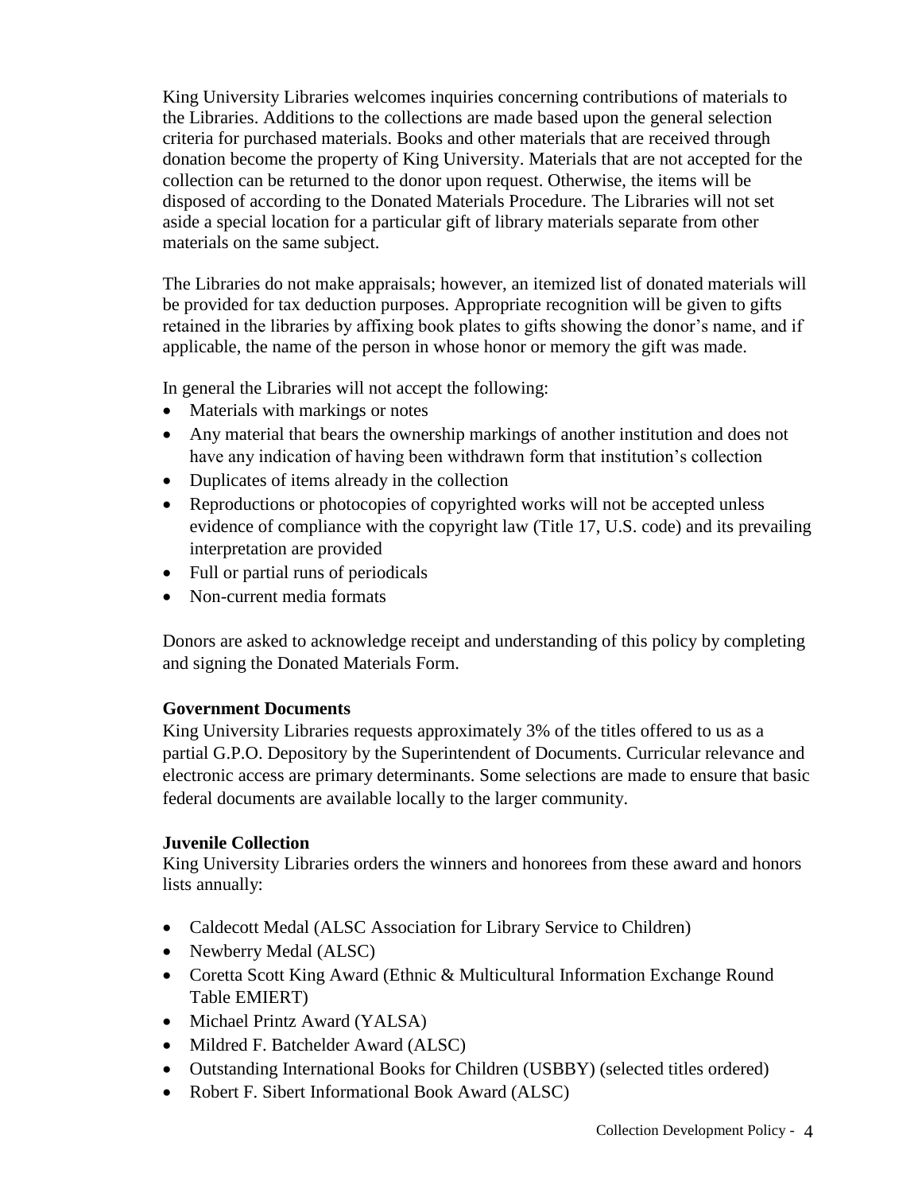King University Libraries welcomes inquiries concerning contributions of materials to the Libraries. Additions to the collections are made based upon the general selection criteria for purchased materials. Books and other materials that are received through donation become the property of King University. Materials that are not accepted for the collection can be returned to the donor upon request. Otherwise, the items will be disposed of according to the Donated Materials Procedure. The Libraries will not set aside a special location for a particular gift of library materials separate from other materials on the same subject.

The Libraries do not make appraisals; however, an itemized list of donated materials will be provided for tax deduction purposes. Appropriate recognition will be given to gifts retained in the libraries by affixing book plates to gifts showing the donor's name, and if applicable, the name of the person in whose honor or memory the gift was made.

In general the Libraries will not accept the following:

- Materials with markings or notes
- Any material that bears the ownership markings of another institution and does not have any indication of having been withdrawn form that institution's collection
- Duplicates of items already in the collection
- Reproductions or photocopies of copyrighted works will not be accepted unless evidence of compliance with the copyright law (Title 17, U.S. code) and its prevailing interpretation are provided
- Full or partial runs of periodicals
- Non-current media formats

Donors are asked to acknowledge receipt and understanding of this policy by completing and signing the Donated Materials Form.

**Government Documents**

King University Libraries requests approximately 3% of the titles offered to us as a partial G.P.O. Depository by the Superintendent of Documents. Curricular relevance and electronic access are primary determinants. Some selections are made to ensure that basic federal documents are available locally to the larger community.

**Juvenile Collection**

King University Libraries orders the winners and honorees from these award and honors lists annually:

- Caldecott Medal (ALSC Association for Library Service to Children)
- Newberry Medal (ALSC)
- Coretta Scott King Award (Ethnic & Multicultural Information Exchange Round Table EMIERT)
- Michael Printz Award (YALSA)
- Mildred F. Batchelder Award (ALSC)
- Outstanding International Books for Children (USBBY) (selected titles ordered)
- Robert F. Sibert Informational Book Award (ALSC)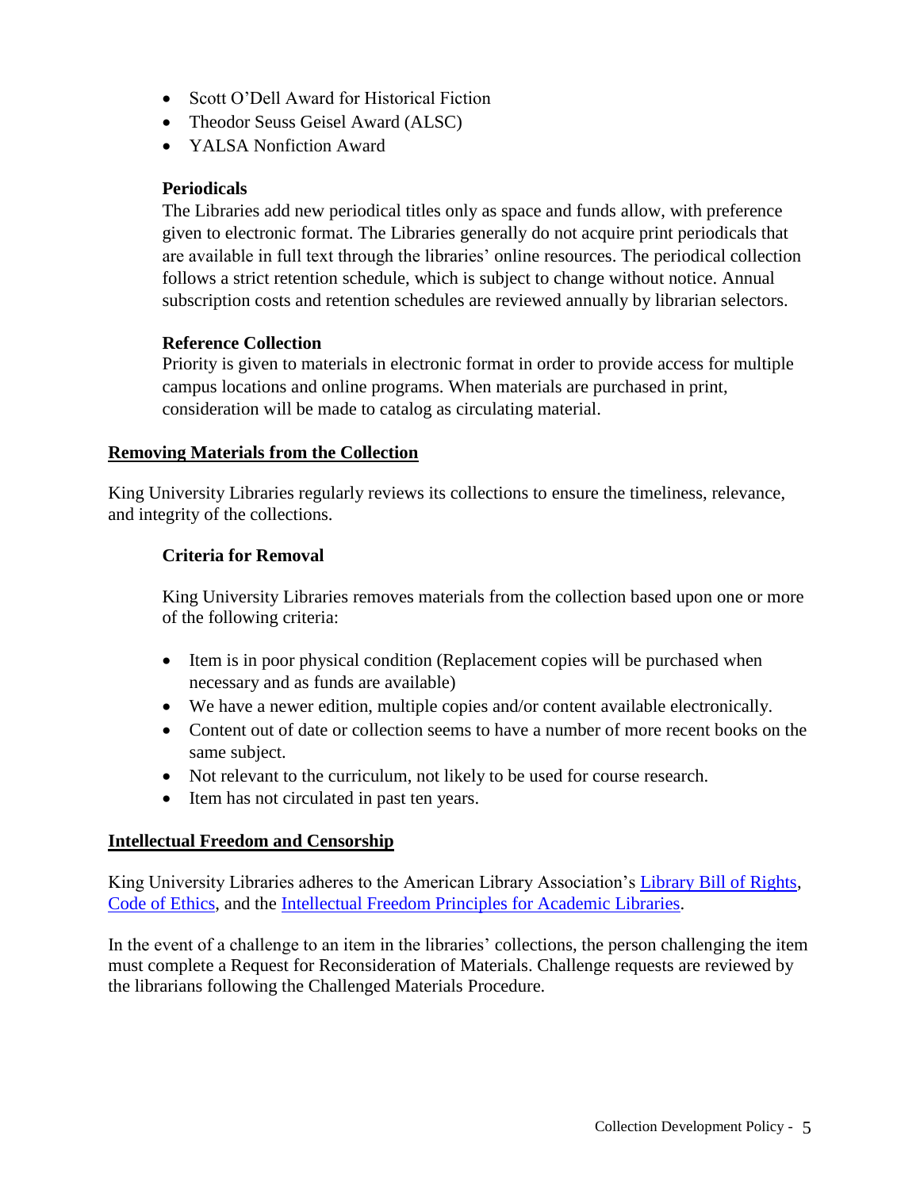- Scott O'Dell Award for Historical Fiction
- Theodor Seuss Geisel Award (ALSC)
- YALSA Nonfiction Award

### Periodicals

The Libraries add new periodical titles only as space and funds allow, with preference given to electronic format. The Libraries generally do not acquire print periodicals that are available in full text through the libraries' online resources. The periodical collection follows a strict retention schedule, which is subject to change without notice. Annual subscription costs and retention schedules are reviewed annually by librarian selectors.

### Reference Collection

Priority is given to materials in electronic format in order to provide access for multiple campus locations and online programs. When materials are purchased in print, consideration will be made to catalog as circulating material.

## Removing Materials from the Collection

King University Libraries regularly reviews its collections to ensure the timeliness, relevance, and integrity of the collections.

### Criteria for Removal

King University Libraries removes materials from the collection based upon one or more of the following criteria:

- Item is in poor physical condition (Replacement copies will be purchased when necessary and as funds are available)
- We have a newer edition, multiple copies and/or content available electronically.
- Content out of date or collection seems to have a number of more recent books on the same subject.
- Not relevant to the curriculum, not likely to be used for course research.
- Item has not circulated in past ten years.

## Intellectual Freedom and Censorship

King University Libraries adheres to the American Library Association's Library Bill of Rights, Code of Ethics, and the Intellectual Freedom Principles for Academic Libraries.

In the event of a challenge to an item in the libraries' collections, the person challenging the item must complete a Request for Reconsideration of Materials. Challenge requests are reviewed by the librarians following the Challenged Materials Procedure.